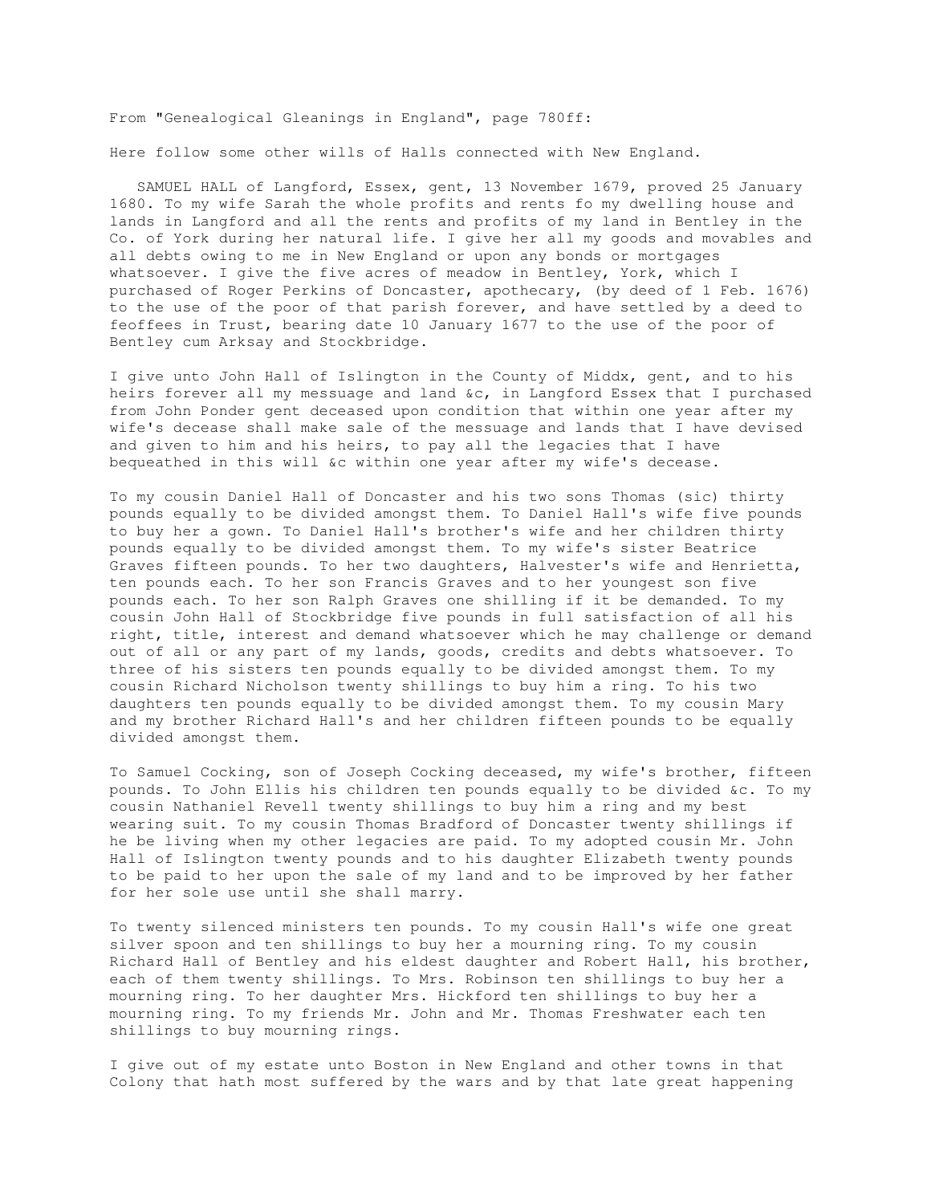From "Genealogical Gleanings in England", page 780ff:

Here follow some other wills of Halls connected with New England.

SAMUEL HALL of Langford, Essex, gent, 13 November 1679, proved 25 January 1680. To my wife Sarah the whole profits and rents fo my dwelling house and lands in Langford and all the rents and profits of my land in Bentley in the Co. of York during her natural life. I give her all my goods and movables and all debts owing to me in New England or upon any bonds or mortgages whatsoever. I give the five acres of meadow in Bentley, York, which I purchased of Roger Perkins of Doncaster, apothecary, (by deed of 1 Feb. 1676) to the use of the poor of that parish forever, and have settled by a deed to feoffees in Trust, bearing date 10 January 1677 to the use of the poor of Bentley cum Arksay and Stockbridge.

I give unto John Hall of Islington in the County of Middx, gent, and to his heirs forever all my messuage and land &c, in Langford Essex that I purchased from John Ponder gent deceased upon condition that within one year after my wife's decease shall make sale of the messuage and lands that I have devised and given to him and his heirs, to pay all the legacies that I have bequeathed in this will &c within one year after my wife's decease.

To my cousin Daniel Hall of Doncaster and his two sons Thomas (sic) thirty pounds equally to be divided amongst them. To Daniel Hall's wife five pounds to buy her a gown. To Daniel Hall's brother's wife and her children thirty pounds equally to be divided amongst them. To my wife's sister Beatrice Graves fifteen pounds. To her two daughters, Halvester's wife and Henrietta, ten pounds each. To her son Francis Graves and to her youngest son five pounds each. To her son Ralph Graves one shilling if it be demanded. To my cousin John Hall of Stockbridge five pounds in full satisfaction of all his right, title, interest and demand whatsoever which he may challenge or demand out of all or any part of my lands, goods, credits and debts whatsoever. To three of his sisters ten pounds equally to be divided amongst them. To my cousin Richard Nicholson twenty shillings to buy him a ring. To his two daughters ten pounds equally to be divided amongst them. To my cousin Mary and my brother Richard Hall's and her children fifteen pounds to be equally divided amongst them.

To Samuel Cocking, son of Joseph Cocking deceased, my wife's brother, fifteen pounds. To John Ellis his children ten pounds equally to be divided &c. To my cousin Nathaniel Revell twenty shillings to buy him a ring and my best wearing suit. To my cousin Thomas Bradford of Doncaster twenty shillings if he be living when my other legacies are paid. To my adopted cousin Mr. John Hall of Islington twenty pounds and to his daughter Elizabeth twenty pounds to be paid to her upon the sale of my land and to be improved by her father for her sole use until she shall marry.

To twenty silenced ministers ten pounds. To my cousin Hall's wife one great silver spoon and ten shillings to buy her a mourning ring. To my cousin Richard Hall of Bentley and his eldest daughter and Robert Hall, his brother, each of them twenty shillings. To Mrs. Robinson ten shillings to buy her a mourning ring. To her daughter Mrs. Hickford ten shillings to buy her a mourning ring. To my friends Mr. John and Mr. Thomas Freshwater each ten shillings to buy mourning rings.

I give out of my estate unto Boston in New England and other towns in that Colony that hath most suffered by the wars and by that late great happening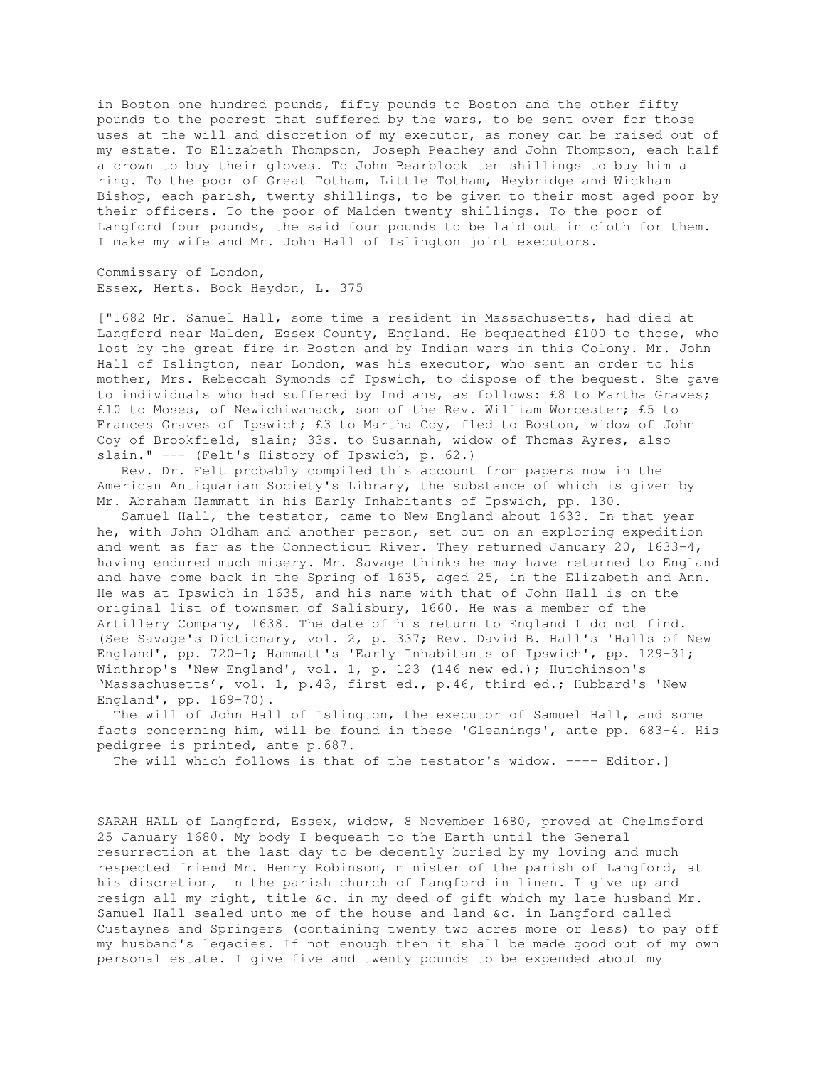in Boston one hundred pounds, fifty pounds to Boston and the other fifty pounds to the poorest that suffered by the wars, to be sent over for those uses at the will and discretion of my executor, as money can be raised out of my estate. To Elizabeth Thompson, Joseph Peachey and John Thompson, each half a crown to buy their gloves. To John Bearblock ten shillings to buy him a ring. To the poor of Great Totham, Little Totham, Heybridge and Wickham Bishop, each parish, twenty shillings, to be given to their most aged poor by their officers. To the poor of Malden twenty shillings. To the poor of Langford four pounds, the said four pounds to be laid out in cloth for them. I make my wife and Mr. John Hall of Islington joint executors.

Commissary of London,
Essex, Herts. Book Heydon, L. 375

["1682 Mr. Samuel Hall, some time a resident in Massachusetts, had died at Langford near Malden, Essex County, England. He bequeathed £100 to those, who lost by the great fire in Boston and by Indian wars in this Colony. Mr. John Hall of Islington, near London, was his executor, who sent an order to his mother, Mrs. Rebeccah Symonds of Ipswich, to dispose of the bequest. She gave to individuals who had suffered by Indians, as follows: £8 to Martha Graves; £10 to Moses, of Newichiwanack, son of the Rev. William Worcester; £5 to Frances Graves of Ipswich; £3 to Martha Coy, fled to Boston, widow of John Coy of Brookfield, slain; 33s. to Susannah, widow of Thomas Ayres, also slain." --- (Felt's History of Ipswich, p. 62.)

Rev. Dr. Felt probably compiled this account from papers now in the American Antiquarian Society's Library, the substance of which is given by Mr. Abraham Hammatt in his Early Inhabitants of Ipswich, pp. 130.

Samuel Hall, the testator, came to New England about 1633. In that year he, with John Oldham and another person, set out on an exploring expedition and went as far as the Connecticut River. They returned January 20, 1633-4, having endured much misery. Mr. Savage thinks he may have returned to England and have come back in the Spring of 1635, aged 25, in the Elizabeth and Ann. He was at Ipswich in 1635, and his name with that of John Hall is on the original list of townsmen of Salisbury, 1660. He was a member of the Artillery Company, 1638. The date of his return to England I do not find. (See Savage's Dictionary, vol. 2, p. 337; Rev. David B. Hall's 'Halls of New England', pp. 720-1; Hammatt's 'Early Inhabitants of Ipswich', pp. 129-31; Winthrop's 'New England', vol. 1, p. 123 (146 new ed.); Hutchinson's 'Massachusetts', vol. 1, p.43, first ed., p.46, third ed.; Hubbard's 'New England', pp. 169-70).

The will of John Hall of Islington, the executor of Samuel Hall, and some facts concerning him, will be found in these 'Gleanings', ante pp. 683-4. His pedigree is printed, ante p.687.

The will which follows is that of the testator's widow. ---- Editor.]

SARAH HALL of Langford, Essex, widow, 8 November 1680, proved at Chelmsford 25 January 1680. My body I bequeath to the Earth until the General resurrection at the last day to be decently buried by my loving and much respected friend Mr. Henry Robinson, minister of the parish of Langford, at his discretion, in the parish church of Langford in linen. I give up and resign all my right, title &c. in my deed of gift which my late husband Mr. Samuel Hall sealed unto me of the house and land &c. in Langford called Custaynes and Springers (containing twenty two acres more or less) to pay off my husband's legacies. If not enough then it shall be made good out of my own personal estate. I give five and twenty pounds to be expended about my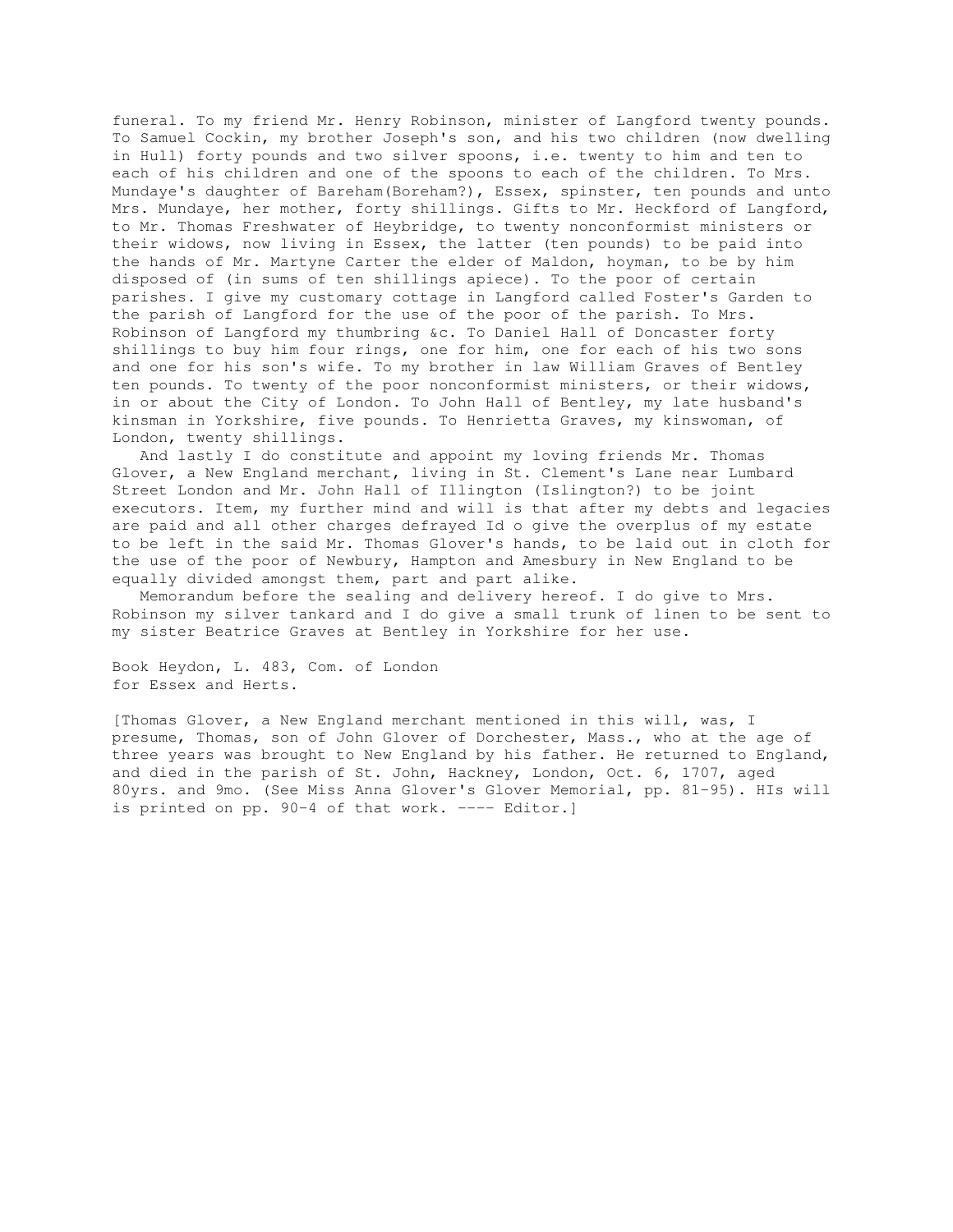funeral. To my friend Mr. Henry Robinson, minister of Langford twenty pounds. To Samuel Cockin, my brother Joseph's son, and his two children (now dwelling in Hull) forty pounds and two silver spoons, i.e. twenty to him and ten to each of his children and one of the spoons to each of the children. To Mrs. Mundaye's daughter of Bareham(Boreham?), Essex, spinster, ten pounds and unto Mrs. Mundaye, her mother, forty shillings. Gifts to Mr. Heckford of Langford, to Mr. Thomas Freshwater of Heybridge, to twenty nonconformist ministers or their widows, now living in Essex, the latter (ten pounds) to be paid into the hands of Mr. Martyne Carter the elder of Maldon, hoyman, to be by him disposed of (in sums of ten shillings apiece). To the poor of certain parishes. I give my customary cottage in Langford called Foster's Garden to the parish of Langford for the use of the poor of the parish. To Mrs. Robinson of Langford my thumbring &c. To Daniel Hall of Doncaster forty shillings to buy him four rings, one for him, one for each of his two sons and one for his son's wife. To my brother in law William Graves of Bentley ten pounds. To twenty of the poor nonconformist ministers, or their widows, in or about the City of London. To John Hall of Bentley, my late husband's kinsman in Yorkshire, five pounds. To Henrietta Graves, my kinswoman, of London, twenty shillings.

And lastly I do constitute and appoint my loving friends Mr. Thomas Glover, a New England merchant, living in St. Clement's Lane near Lumbard Street London and Mr. John Hall of Illington (Islington?) to be joint executors. Item, my further mind and will is that after my debts and legacies are paid and all other charges defrayed Id o give the overplus of my estate to be left in the said Mr. Thomas Glover's hands, to be laid out in cloth for the use of the poor of Newbury, Hampton and Amesbury in New England to be equally divided amongst them, part and part alike.

Memorandum before the sealing and delivery hereof. I do give to Mrs. Robinson my silver tankard and I do give a small trunk of linen to be sent to my sister Beatrice Graves at Bentley in Yorkshire for her use.

Book Heydon, L. 483, Com. of London
for Essex and Herts.

[Thomas Glover, a New England merchant mentioned in this will, was, I presume, Thomas, son of John Glover of Dorchester, Mass., who at the age of three years was brought to New England by his father. He returned to England, and died in the parish of St. John, Hackney, London, Oct. 6, 1707, aged 80yrs. and 9mo. (See Miss Anna Glover's Glover Memorial, pp. 81-95). HIs will is printed on pp. 90-4 of that work. ---- Editor.]